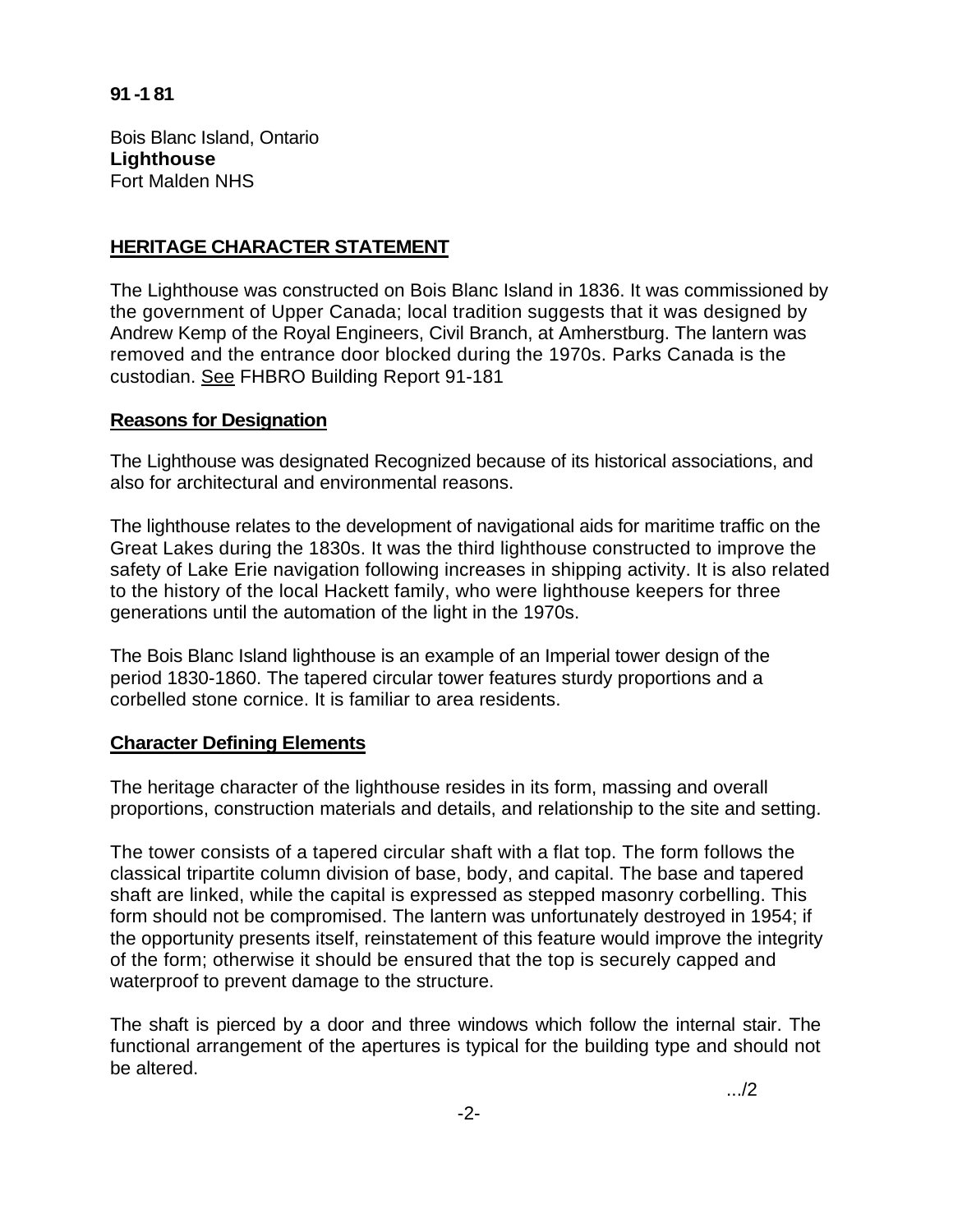**91 -1 81**

Bois Blanc Island, Ontario
**Lighthouse**
Fort Malden NHS

## HERITAGE CHARACTER STATEMENT

The Lighthouse was constructed on Bois Blanc Island in 1836. It was commissioned by the government of Upper Canada; local tradition suggests that it was designed by Andrew Kemp of the Royal Engineers, Civil Branch, at Amherstburg. The lantern was removed and the entrance door blocked during the 1970s. Parks Canada is the custodian. See FHBRO Building Report 91-181

### Reasons for Designation

The Lighthouse was designated Recognized because of its historical associations, and also for architectural and environmental reasons.

The lighthouse relates to the development of navigational aids for maritime traffic on the Great Lakes during the 1830s. It was the third lighthouse constructed to improve the safety of Lake Erie navigation following increases in shipping activity. It is also related to the history of the local Hackett family, who were lighthouse keepers for three generations until the automation of the light in the 1970s.

The Bois Blanc Island lighthouse is an example of an Imperial tower design of the period 1830-1860. The tapered circular tower features sturdy proportions and a corbelled stone cornice. It is familiar to area residents.

### Character Defining Elements

The heritage character of the lighthouse resides in its form, massing and overall proportions, construction materials and details, and relationship to the site and setting.

The tower consists of a tapered circular shaft with a flat top. The form follows the classical tripartite column division of base, body, and capital. The base and tapered shaft are linked, while the capital is expressed as stepped masonry corbelling. This form should not be compromised. The lantern was unfortunately destroyed in 1954; if the opportunity presents itself, reinstatement of this feature would improve the integrity of the form; otherwise it should be ensured that the top is securely capped and waterproof to prevent damage to the structure.

The shaft is pierced by a door and three windows which follow the internal stair. The functional arrangement of the apertures is typical for the building type and should not be altered.

.../2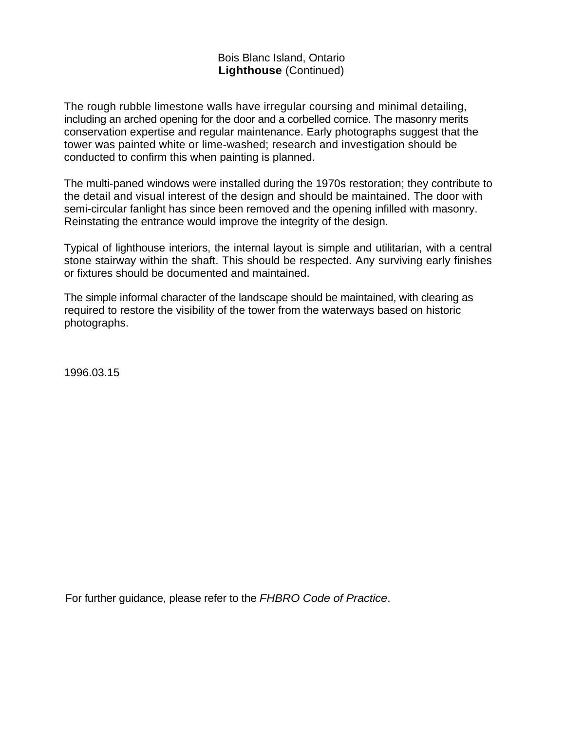Bois Blanc Island, Ontario
**Lighthouse** (Continued)

The rough rubble limestone walls have irregular coursing and minimal detailing, including an arched opening for the door and a corbelled cornice. The masonry merits conservation expertise and regular maintenance. Early photographs suggest that the tower was painted white or lime-washed; research and investigation should be conducted to confirm this when painting is planned.

The multi-paned windows were installed during the 1970s restoration; they contribute to the detail and visual interest of the design and should be maintained. The door with semi-circular fanlight has since been removed and the opening infilled with masonry. Reinstating the entrance would improve the integrity of the design.

Typical of lighthouse interiors, the internal layout is simple and utilitarian, with a central stone stairway within the shaft. This should be respected. Any surviving early finishes or fixtures should be documented and maintained.

The simple informal character of the landscape should be maintained, with clearing as required to restore the visibility of the tower from the waterways based on historic photographs.

1996.03.15

For further guidance, please refer to the *FHBRO Code of Practice*.